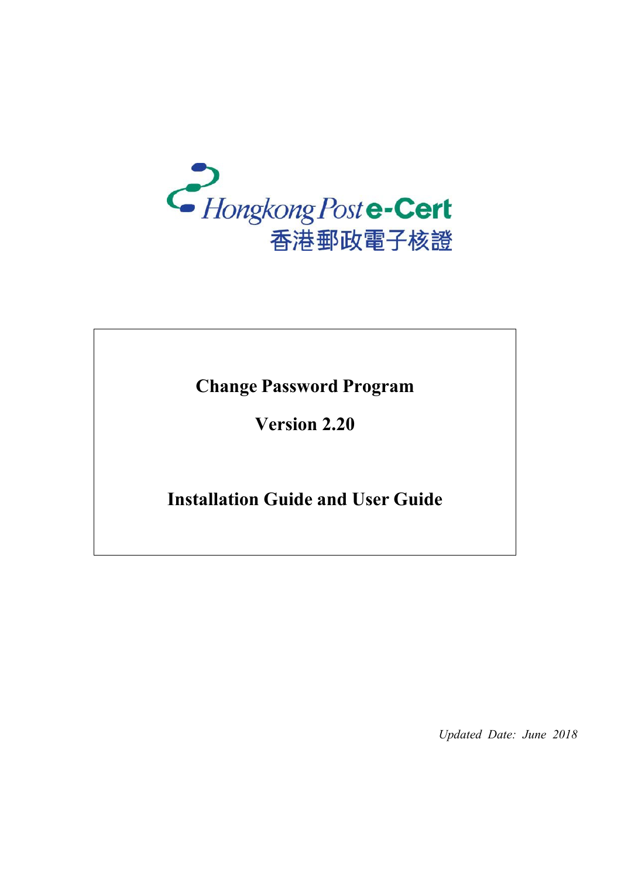Hongkong Post e-Cert
香港郵政電子核證

# Change Password Program

## Version 2.20

## Installation Guide and User Guide

*Updated Date: June 2018*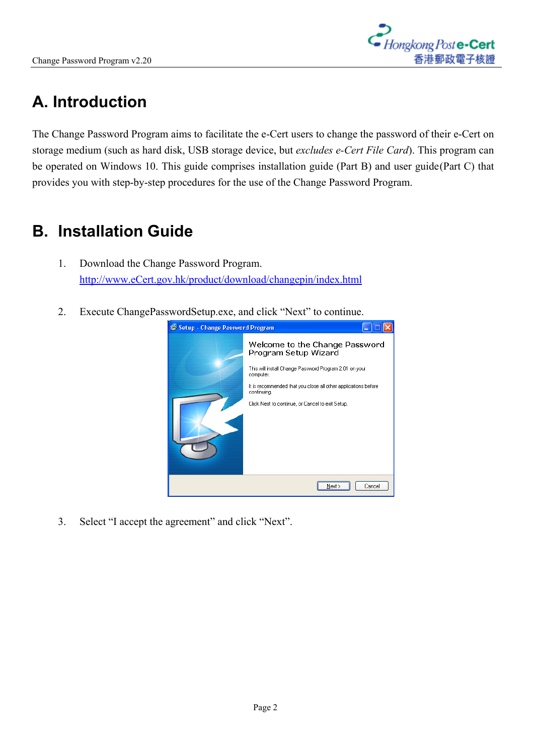# A. Introduction

The Change Password Program aims to facilitate the e-Cert users to change the password of their e-Cert on storage medium (such as hard disk, USB storage device, but *excludes e-Cert File Card*). This program can be operated on Windows 10. This guide comprises installation guide (Part B) and user guide(Part C) that provides you with step-by-step procedures for the use of the Change Password Program.

# B. Installation Guide

1. Download the Change Password Program.
   http://www.eCert.gov.hk/product/download/changepin/index.html

2. Execute ChangePasswordSetup.exe, and click "Next" to continue.

3. Select "I accept the agreement" and click "Next".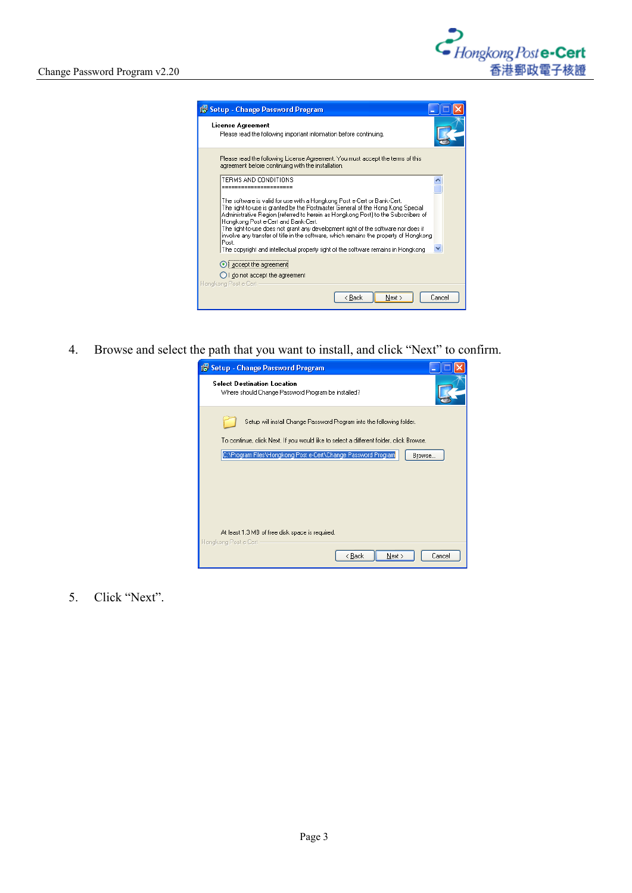4. Browse and select the path that you want to install, and click “Next” to confirm.

5. Click “Next”.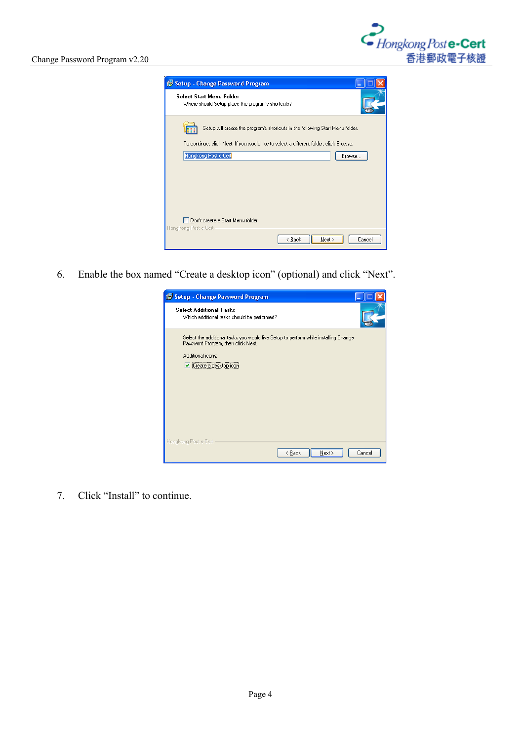6. Enable the box named “Create a desktop icon” (optional) and click “Next”.

7. Click “Install” to continue.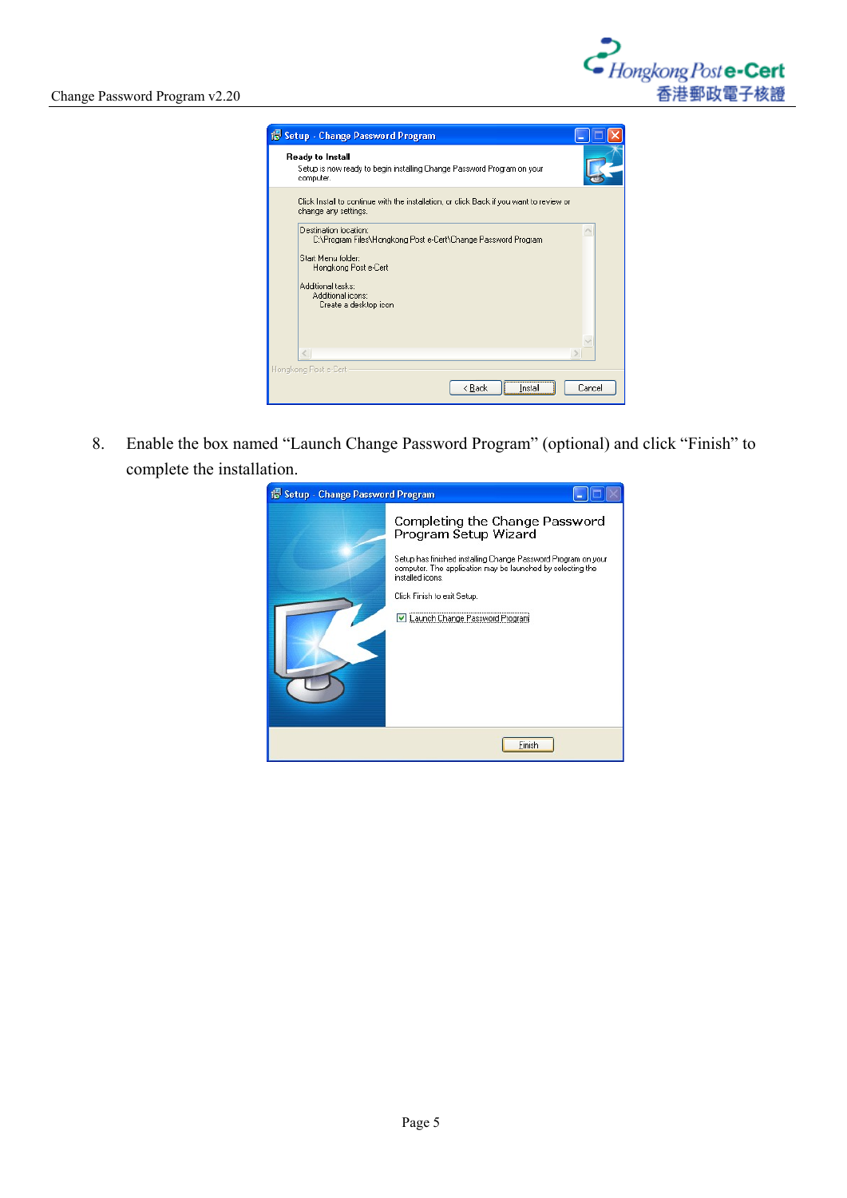8. Enable the box named "Launch Change Password Program" (optional) and click "Finish" to complete the installation.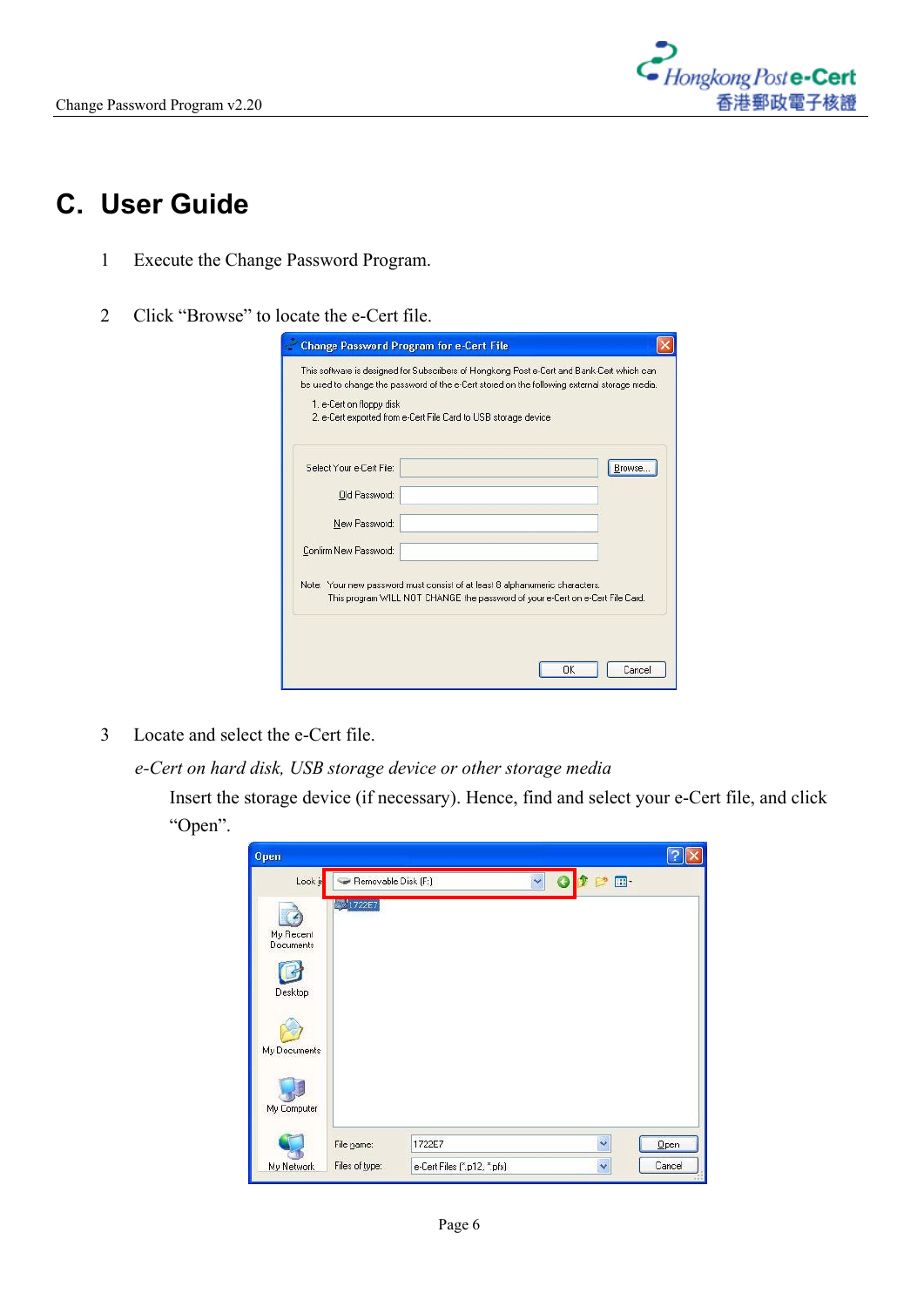# C. User Guide

1. Execute the Change Password Program.

2. Click "Browse" to locate the e-Cert file.

3. Locate and select the e-Cert file.

   *e-Cert on hard disk, USB storage device or other storage media*

   Insert the storage device (if necessary). Hence, find and select your e-Cert file, and click "Open".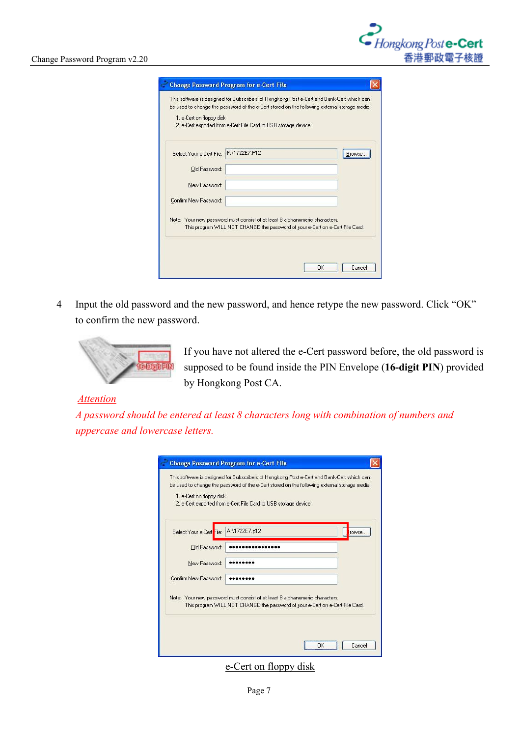4 Input the old password and the new password, and hence retype the new password. Click "OK" to confirm the new password.

If you have not altered the e-Cert password before, the old password is supposed to be found inside the PIN Envelope (**16-digit PIN**) provided by Hongkong Post CA.

*Attention*

*A password should be entered at least 8 characters long with combination of numbers and uppercase and lowercase letters.*

e-Cert on floppy disk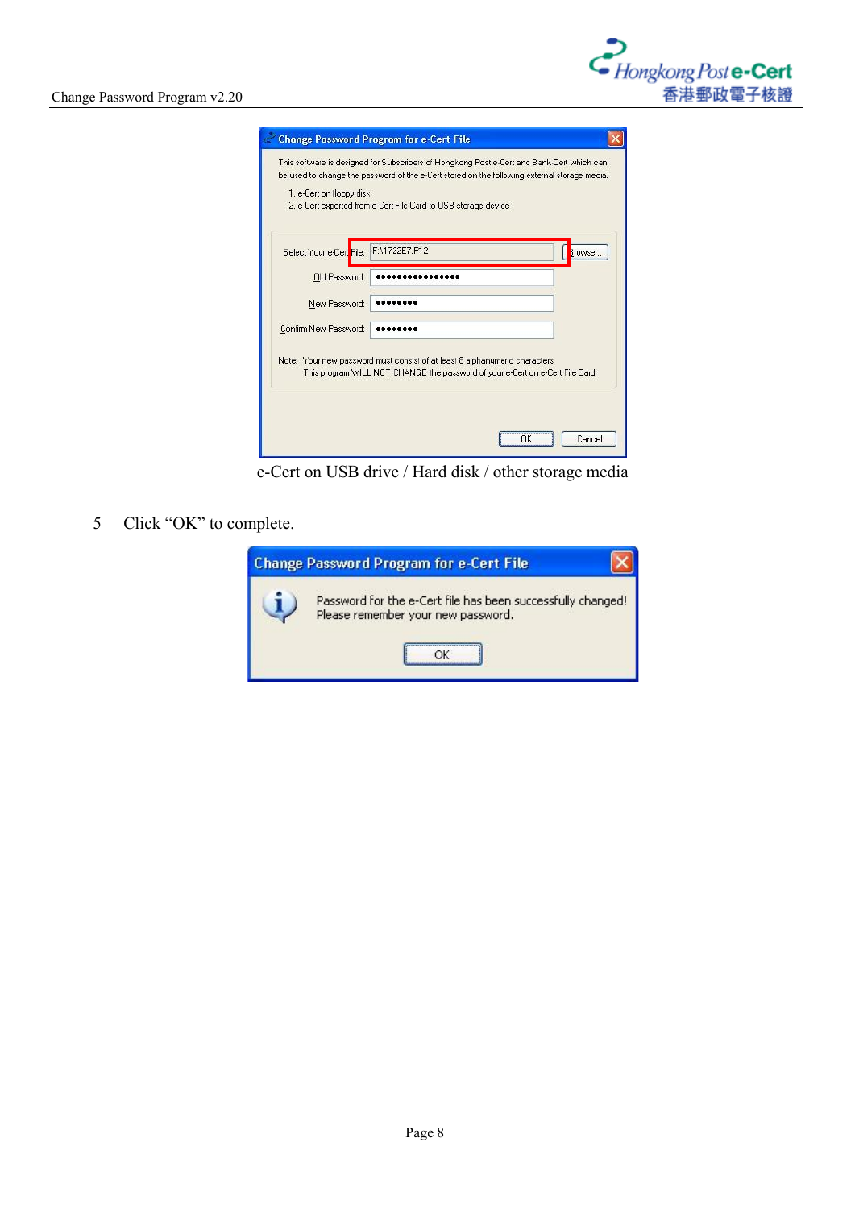e-Cert on USB drive / Hard disk / other storage media

5 Click "OK" to complete.